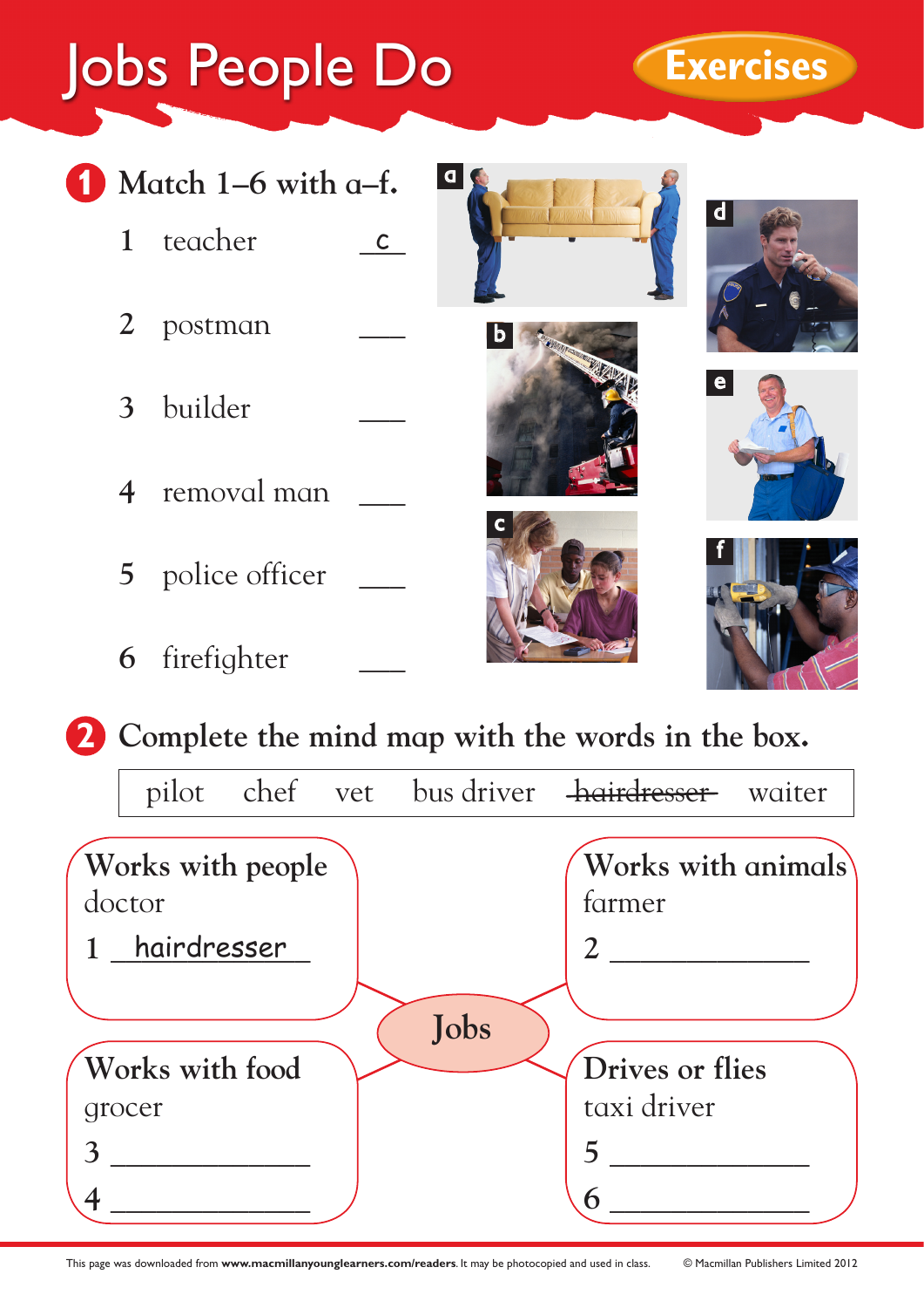# Jobs People Do

**Exercises**

## 1 Match 1–6 with a–f.

1. teacher c
2. postman ___
3. builder ___
4. removal man ___
5. police officer ___
6. firefighter ___

a

b

c

d

e

f

## 2 Complete the mind map with the words in the box.

| pilot | chef | vet | bus driver | ~~hairdresser~~ | waiter |
|---|---|---|---|---|---|

**Jobs**

**Works with people**
doctor
1 hairdresser

**Works with animals**
farmer
2 ______________

**Works with food**
grocer
3 ______________
4 ______________

**Drives or flies**
taxi driver
5 ______________
6 ______________

This page was downloaded from **www.macmillanyounglearners.com/readers**. It may be photocopied and used in class. © Macmillan Publishers Limited 2012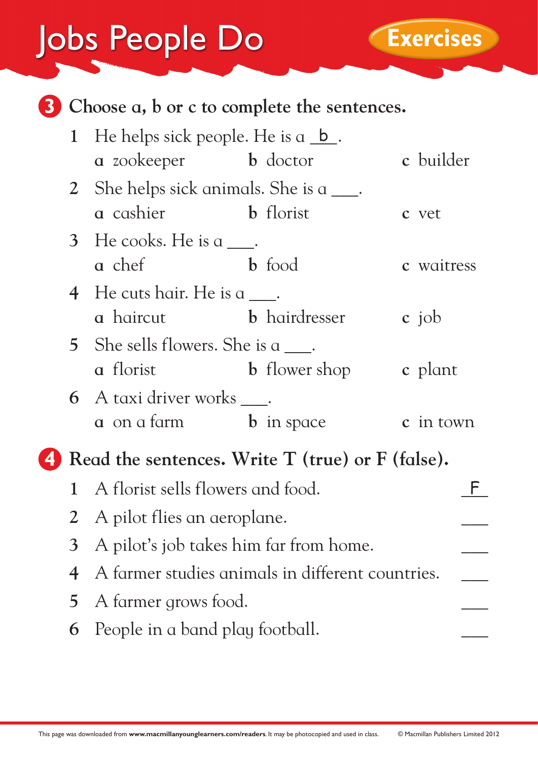# Jobs People Do

**Exercises**

## 3 Choose a, b or c to complete the sentences.

1 He helps sick people. He is a _b_.
  a zookeeper  b doctor  c builder

2 She helps sick animals. She is a ___.
  a cashier  b florist  c vet

3 He cooks. He is a ___.
  a chef  b food  c waitress

4 He cuts hair. He is a ___.
  a haircut  b hairdresser  c job

5 She sells flowers. She is a ___.
  a florist  b flower shop  c plant

6 A taxi driver works ___.
  a on a farm  b in space  c in town

## 4 Read the sentences. Write T (true) or F (false).

1 A florist sells flowers and food. _F_

2 A pilot flies an aeroplane. ___

3 A pilot's job takes him far from home. ___

4 A farmer studies animals in different countries. ___

5 A farmer grows food. ___

6 People in a band play football. ___

This page was downloaded from **www.macmillanyounglearners.com/readers**. It may be photocopied and used in class. © Macmillan Publishers Limited 2012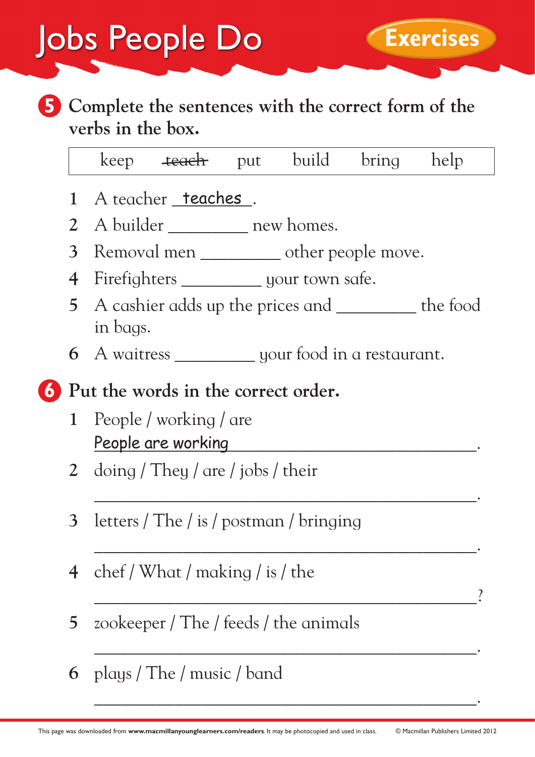# Jobs People Do

**Exercises**

## 5 Complete the sentences with the correct form of the verbs in the box.

| | | | | | |
|---|---|---|---|---|---|
| keep | ~~teach~~ | put | build | bring | help |

1. A teacher teaches.
2. A builder __________ new homes.
3. Removal men __________ other people move.
4. Firefighters __________ your town safe.
5. A cashier adds up the prices and __________ the food in bags.
6. A waitress __________ your food in a restaurant.

## 6 Put the words in the correct order.

1. People / working / are
   People are working.
2. doing / They / are / jobs / their
   ______________________________________________.
3. letters / The / is / postman / bringing
   ______________________________________________.
4. chef / What / making / is / the
   ______________________________________________?
5. zookeeper / The / feeds / the animals
   ______________________________________________.
6. plays / The / music / band
   ______________________________________________.

This page was downloaded from **www.macmillanyounglearners.com/readers**. It may be photocopied and used in class. © Macmillan Publishers Limited 2012